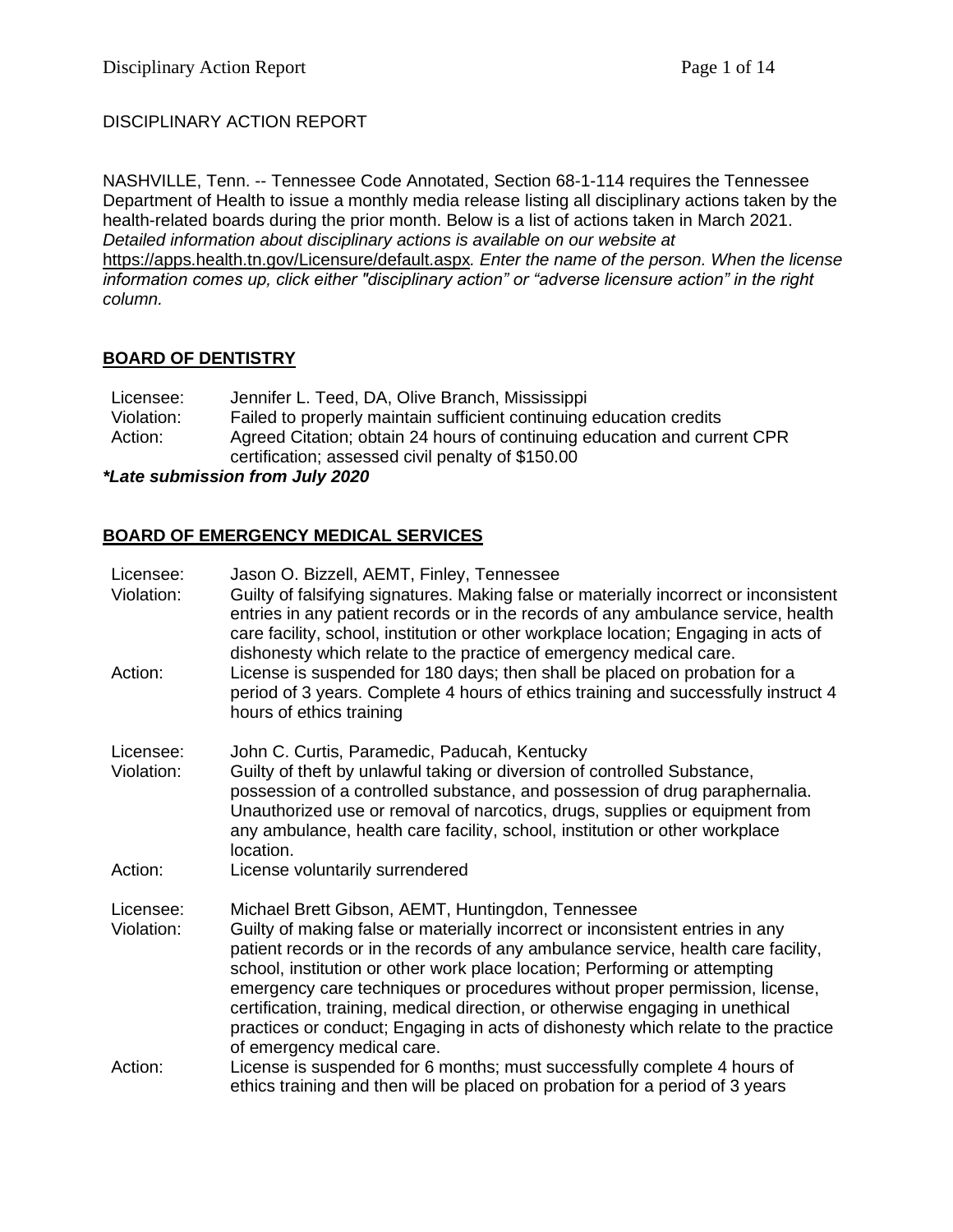DISCIPLINARY ACTION REPORT

NASHVILLE, Tenn. -- Tennessee Code Annotated, Section 68-1-114 requires the Tennessee Department of Health to issue a monthly media release listing all disciplinary actions taken by the health-related boards during the prior month. Below is a list of actions taken in March 2021. *Detailed information about disciplinary actions is available on our website at* https://apps.health.tn.gov/Licensure/default.aspx*. Enter the name of the person. When the license information comes up, click either "disciplinary action" or "adverse licensure action" in the right column.*

## BOARD OF DENTISTRY

Licensee: Jennifer L. Teed, DA, Olive Branch, Mississippi
Violation: Failed to properly maintain sufficient continuing education credits
Action: Agreed Citation; obtain 24 hours of continuing education and current CPR certification; assessed civil penalty of $150.00

***Late submission from July 2020***

## BOARD OF EMERGENCY MEDICAL SERVICES

Licensee: Jason O. Bizzell, AEMT, Finley, Tennessee
Violation: Guilty of falsifying signatures. Making false or materially incorrect or inconsistent entries in any patient records or in the records of any ambulance service, health care facility, school, institution or other workplace location; Engaging in acts of dishonesty which relate to the practice of emergency medical care.
Action: License is suspended for 180 days; then shall be placed on probation for a period of 3 years. Complete 4 hours of ethics training and successfully instruct 4 hours of ethics training

Licensee: John C. Curtis, Paramedic, Paducah, Kentucky
Violation: Guilty of theft by unlawful taking or diversion of controlled Substance, possession of a controlled substance, and possession of drug paraphernalia. Unauthorized use or removal of narcotics, drugs, supplies or equipment from any ambulance, health care facility, school, institution or other workplace location.
Action: License voluntarily surrendered

Licensee: Michael Brett Gibson, AEMT, Huntingdon, Tennessee
Violation: Guilty of making false or materially incorrect or inconsistent entries in any patient records or in the records of any ambulance service, health care facility, school, institution or other work place location; Performing or attempting emergency care techniques or procedures without proper permission, license, certification, training, medical direction, or otherwise engaging in unethical practices or conduct; Engaging in acts of dishonesty which relate to the practice of emergency medical care.
Action: License is suspended for 6 months; must successfully complete 4 hours of ethics training and then will be placed on probation for a period of 3 years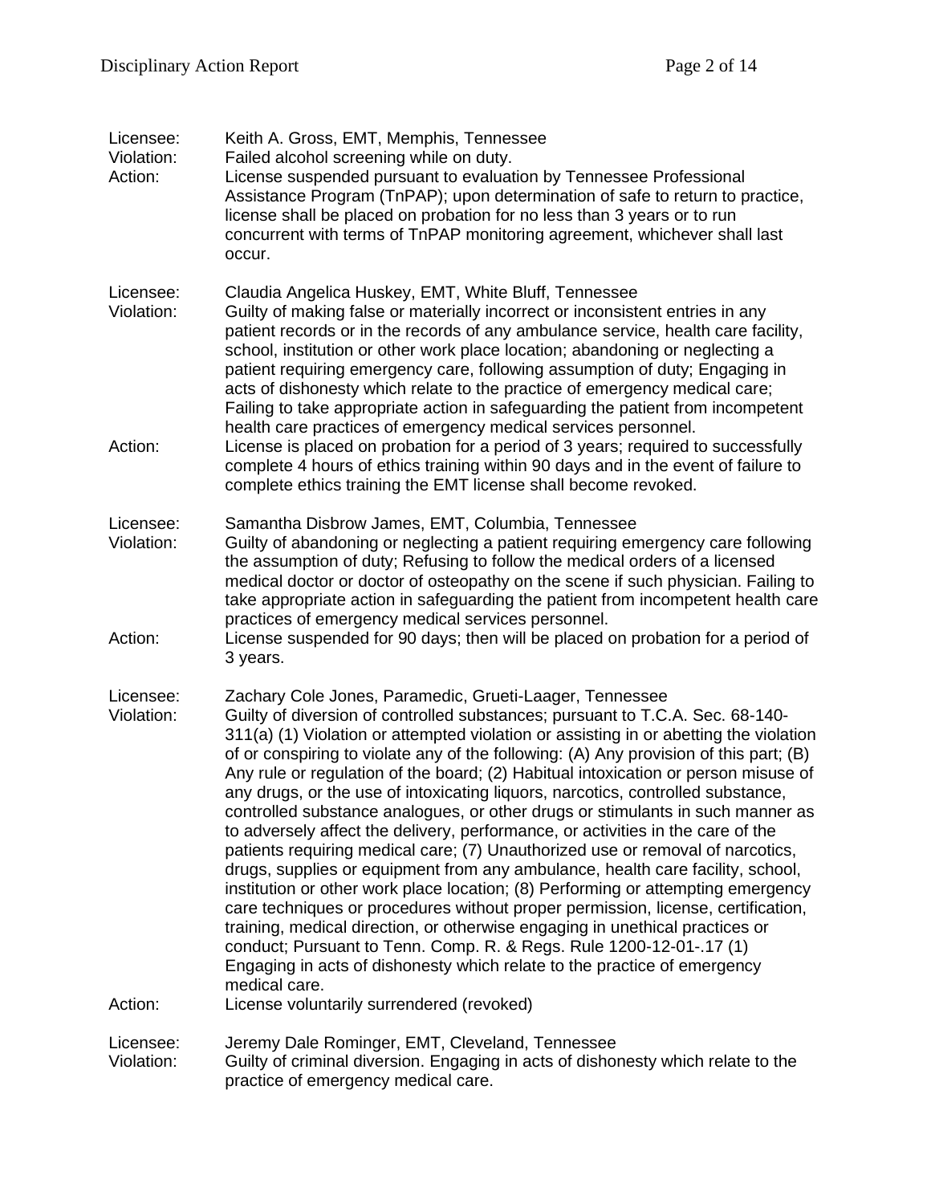Licensee: Keith A. Gross, EMT, Memphis, Tennessee
Violation: Failed alcohol screening while on duty.
Action: License suspended pursuant to evaluation by Tennessee Professional Assistance Program (TnPAP); upon determination of safe to return to practice, license shall be placed on probation for no less than 3 years or to run concurrent with terms of TnPAP monitoring agreement, whichever shall last occur.

Licensee: Claudia Angelica Huskey, EMT, White Bluff, Tennessee
Violation: Guilty of making false or materially incorrect or inconsistent entries in any patient records or in the records of any ambulance service, health care facility, school, institution or other work place location; abandoning or neglecting a patient requiring emergency care, following assumption of duty; Engaging in acts of dishonesty which relate to the practice of emergency medical care; Failing to take appropriate action in safeguarding the patient from incompetent health care practices of emergency medical services personnel.
Action: License is placed on probation for a period of 3 years; required to successfully complete 4 hours of ethics training within 90 days and in the event of failure to complete ethics training the EMT license shall become revoked.

Licensee: Samantha Disbrow James, EMT, Columbia, Tennessee
Violation: Guilty of abandoning or neglecting a patient requiring emergency care following the assumption of duty; Refusing to follow the medical orders of a licensed medical doctor or doctor of osteopathy on the scene if such physician. Failing to take appropriate action in safeguarding the patient from incompetent health care practices of emergency medical services personnel.
Action: License suspended for 90 days; then will be placed on probation for a period of 3 years.

Licensee: Zachary Cole Jones, Paramedic, Grueti-Laager, Tennessee
Violation: Guilty of diversion of controlled substances; pursuant to T.C.A. Sec. 68-140-311(a) (1) Violation or attempted violation or assisting in or abetting the violation of or conspiring to violate any of the following: (A) Any provision of this part; (B) Any rule or regulation of the board; (2) Habitual intoxication or person misuse of any drugs, or the use of intoxicating liquors, narcotics, controlled substance, controlled substance analogues, or other drugs or stimulants in such manner as to adversely affect the delivery, performance, or activities in the care of the patients requiring medical care; (7) Unauthorized use or removal of narcotics, drugs, supplies or equipment from any ambulance, health care facility, school, institution or other work place location; (8) Performing or attempting emergency care techniques or procedures without proper permission, license, certification, training, medical direction, or otherwise engaging in unethical practices or conduct; Pursuant to Tenn. Comp. R. & Regs. Rule 1200-12-01-.17 (1) Engaging in acts of dishonesty which relate to the practice of emergency medical care.
Action: License voluntarily surrendered (revoked)

Licensee: Jeremy Dale Rominger, EMT, Cleveland, Tennessee
Violation: Guilty of criminal diversion. Engaging in acts of dishonesty which relate to the practice of emergency medical care.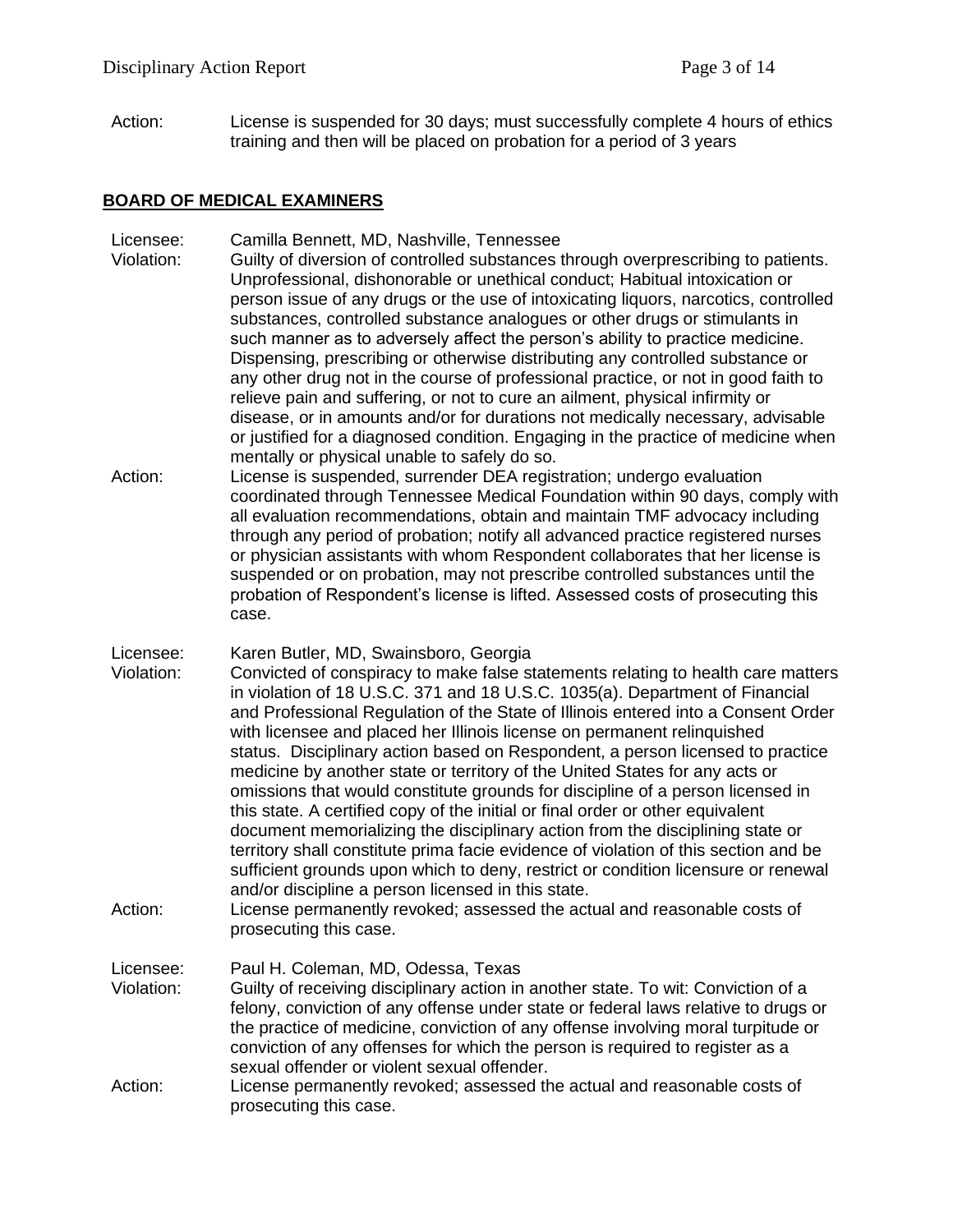Action: License is suspended for 30 days; must successfully complete 4 hours of ethics training and then will be placed on probation for a period of 3 years

## **BOARD OF MEDICAL EXAMINERS**

Licensee: Camilla Bennett, MD, Nashville, Tennessee

Violation: Guilty of diversion of controlled substances through overprescribing to patients. Unprofessional, dishonorable or unethical conduct; Habitual intoxication or person issue of any drugs or the use of intoxicating liquors, narcotics, controlled substances, controlled substance analogues or other drugs or stimulants in such manner as to adversely affect the person's ability to practice medicine. Dispensing, prescribing or otherwise distributing any controlled substance or any other drug not in the course of professional practice, or not in good faith to relieve pain and suffering, or not to cure an ailment, physical infirmity or disease, or in amounts and/or for durations not medically necessary, advisable or justified for a diagnosed condition. Engaging in the practice of medicine when mentally or physical unable to safely do so.

Action: License is suspended, surrender DEA registration; undergo evaluation coordinated through Tennessee Medical Foundation within 90 days, comply with all evaluation recommendations, obtain and maintain TMF advocacy including through any period of probation; notify all advanced practice registered nurses or physician assistants with whom Respondent collaborates that her license is suspended or on probation, may not prescribe controlled substances until the probation of Respondent's license is lifted. Assessed costs of prosecuting this case.

Licensee: Karen Butler, MD, Swainsboro, Georgia

Violation: Convicted of conspiracy to make false statements relating to health care matters in violation of 18 U.S.C. 371 and 18 U.S.C. 1035(a). Department of Financial and Professional Regulation of the State of Illinois entered into a Consent Order with licensee and placed her Illinois license on permanent relinquished status. Disciplinary action based on Respondent, a person licensed to practice medicine by another state or territory of the United States for any acts or omissions that would constitute grounds for discipline of a person licensed in this state. A certified copy of the initial or final order or other equivalent document memorializing the disciplinary action from the disciplining state or territory shall constitute prima facie evidence of violation of this section and be sufficient grounds upon which to deny, restrict or condition licensure or renewal and/or discipline a person licensed in this state.

Action: License permanently revoked; assessed the actual and reasonable costs of prosecuting this case.

Licensee: Paul H. Coleman, MD, Odessa, Texas

Violation: Guilty of receiving disciplinary action in another state. To wit: Conviction of a felony, conviction of any offense under state or federal laws relative to drugs or the practice of medicine, conviction of any offense involving moral turpitude or conviction of any offenses for which the person is required to register as a sexual offender or violent sexual offender.

Action: License permanently revoked; assessed the actual and reasonable costs of prosecuting this case.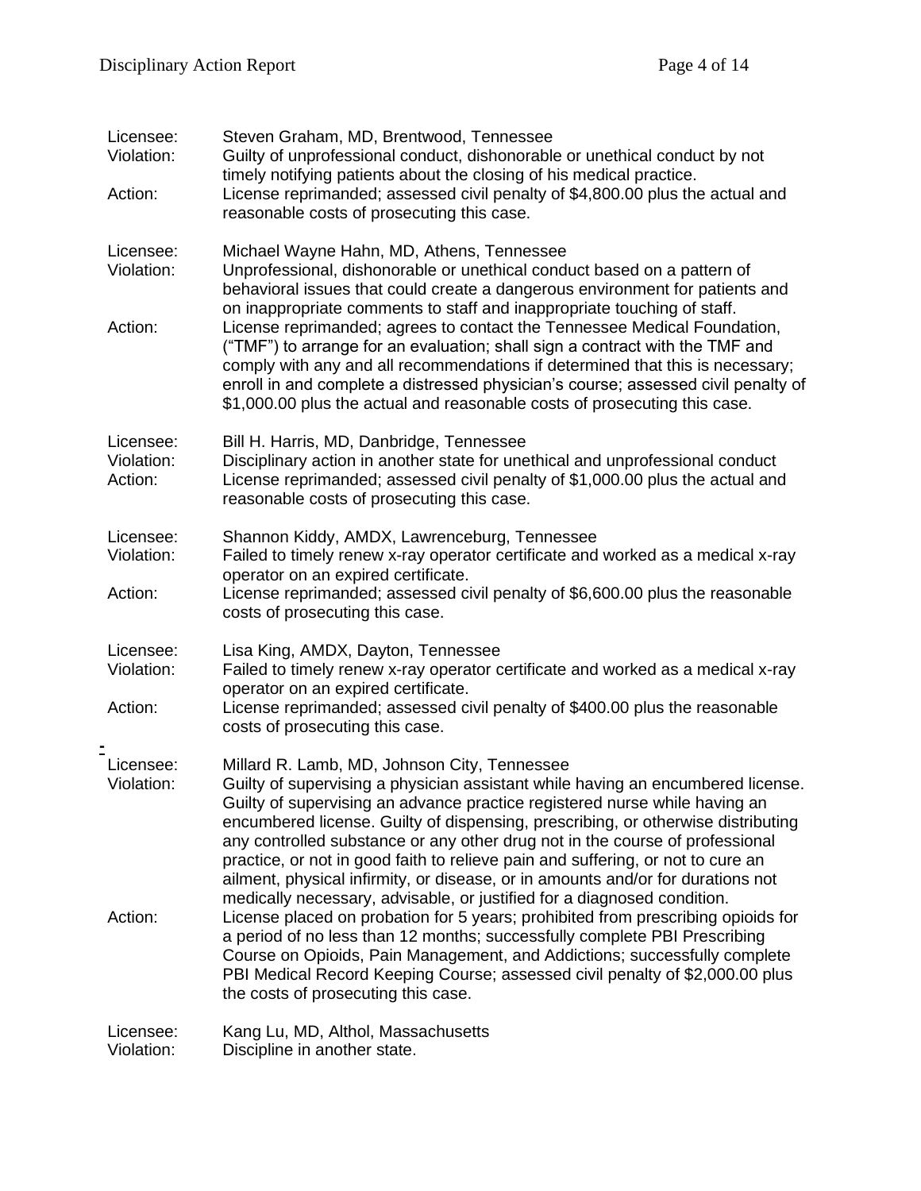Licensee: Steven Graham, MD, Brentwood, Tennessee
Violation: Guilty of unprofessional conduct, dishonorable or unethical conduct by not timely notifying patients about the closing of his medical practice.
Action: License reprimanded; assessed civil penalty of $4,800.00 plus the actual and reasonable costs of prosecuting this case.

Licensee: Michael Wayne Hahn, MD, Athens, Tennessee
Violation: Unprofessional, dishonorable or unethical conduct based on a pattern of behavioral issues that could create a dangerous environment for patients and on inappropriate comments to staff and inappropriate touching of staff.
Action: License reprimanded; agrees to contact the Tennessee Medical Foundation, ("TMF") to arrange for an evaluation; shall sign a contract with the TMF and comply with any and all recommendations if determined that this is necessary; enroll in and complete a distressed physician's course; assessed civil penalty of $1,000.00 plus the actual and reasonable costs of prosecuting this case.

Licensee: Bill H. Harris, MD, Danbridge, Tennessee
Violation: Disciplinary action in another state for unethical and unprofessional conduct
Action: License reprimanded; assessed civil penalty of $1,000.00 plus the actual and reasonable costs of prosecuting this case.

Licensee: Shannon Kiddy, AMDX, Lawrenceburg, Tennessee
Violation: Failed to timely renew x-ray operator certificate and worked as a medical x-ray operator on an expired certificate.
Action: License reprimanded; assessed civil penalty of $6,600.00 plus the reasonable costs of prosecuting this case.

Licensee: Lisa King, AMDX, Dayton, Tennessee
Violation: Failed to timely renew x-ray operator certificate and worked as a medical x-ray operator on an expired certificate.
Action: License reprimanded; assessed civil penalty of $400.00 plus the reasonable costs of prosecuting this case.

Licensee: Millard R. Lamb, MD, Johnson City, Tennessee
Violation: Guilty of supervising a physician assistant while having an encumbered license. Guilty of supervising an advance practice registered nurse while having an encumbered license. Guilty of dispensing, prescribing, or otherwise distributing any controlled substance or any other drug not in the course of professional practice, or not in good faith to relieve pain and suffering, or not to cure an ailment, physical infirmity, or disease, or in amounts and/or for durations not medically necessary, advisable, or justified for a diagnosed condition.
Action: License placed on probation for 5 years; prohibited from prescribing opioids for a period of no less than 12 months; successfully complete PBI Prescribing Course on Opioids, Pain Management, and Addictions; successfully complete PBI Medical Record Keeping Course; assessed civil penalty of $2,000.00 plus the costs of prosecuting this case.

Licensee: Kang Lu, MD, Althol, Massachusetts
Violation: Discipline in another state.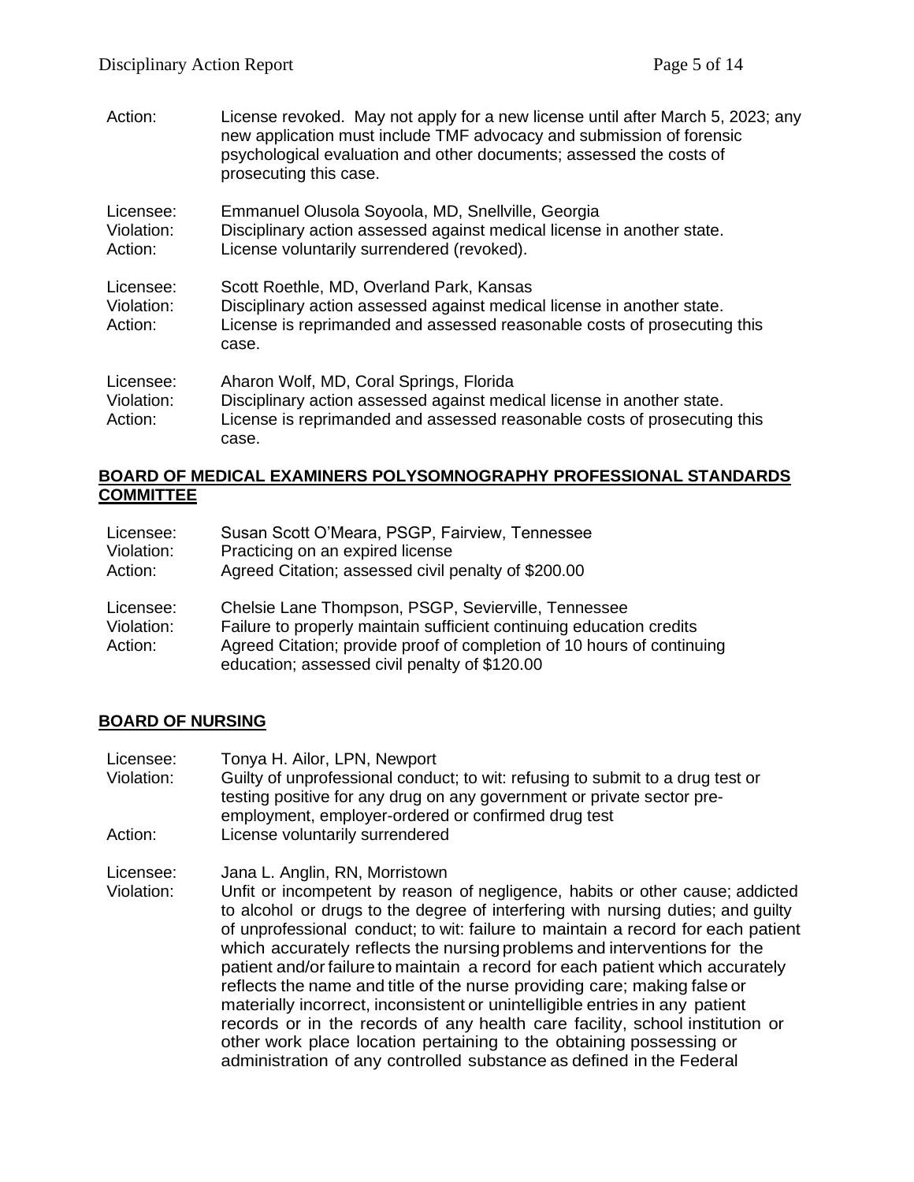Action: License revoked. May not apply for a new license until after March 5, 2023; any new application must include TMF advocacy and submission of forensic psychological evaluation and other documents; assessed the costs of prosecuting this case.

Licensee: Emmanuel Olusola Soyoola, MD, Snellville, Georgia
Violation: Disciplinary action assessed against medical license in another state.
Action: License voluntarily surrendered (revoked).

Licensee: Scott Roethle, MD, Overland Park, Kansas
Violation: Disciplinary action assessed against medical license in another state.
Action: License is reprimanded and assessed reasonable costs of prosecuting this case.

Licensee: Aharon Wolf, MD, Coral Springs, Florida
Violation: Disciplinary action assessed against medical license in another state.
Action: License is reprimanded and assessed reasonable costs of prosecuting this case.

## BOARD OF MEDICAL EXAMINERS POLYSOMNOGRAPHY PROFESSIONAL STANDARDS COMMITTEE

Licensee: Susan Scott O'Meara, PSGP, Fairview, Tennessee
Violation: Practicing on an expired license
Action: Agreed Citation; assessed civil penalty of $200.00

Licensee: Chelsie Lane Thompson, PSGP, Sevierville, Tennessee
Violation: Failure to properly maintain sufficient continuing education credits
Action: Agreed Citation; provide proof of completion of 10 hours of continuing education; assessed civil penalty of $120.00

## BOARD OF NURSING

Licensee: Tonya H. Ailor, LPN, Newport
Violation: Guilty of unprofessional conduct; to wit: refusing to submit to a drug test or testing positive for any drug on any government or private sector pre-employment, employer-ordered or confirmed drug test
Action: License voluntarily surrendered

Licensee: Jana L. Anglin, RN, Morristown
Violation: Unfit or incompetent by reason of negligence, habits or other cause; addicted to alcohol or drugs to the degree of interfering with nursing duties; and guilty of unprofessional conduct; to wit: failure to maintain a record for each patient which accurately reflects the nursing problems and interventions for the patient and/or failure to maintain a record for each patient which accurately reflects the name and title of the nurse providing care; making false or materially incorrect, inconsistent or unintelligible entries in any patient records or in the records of any health care facility, school institution or other work place location pertaining to the obtaining possessing or administration of any controlled substance as defined in the Federal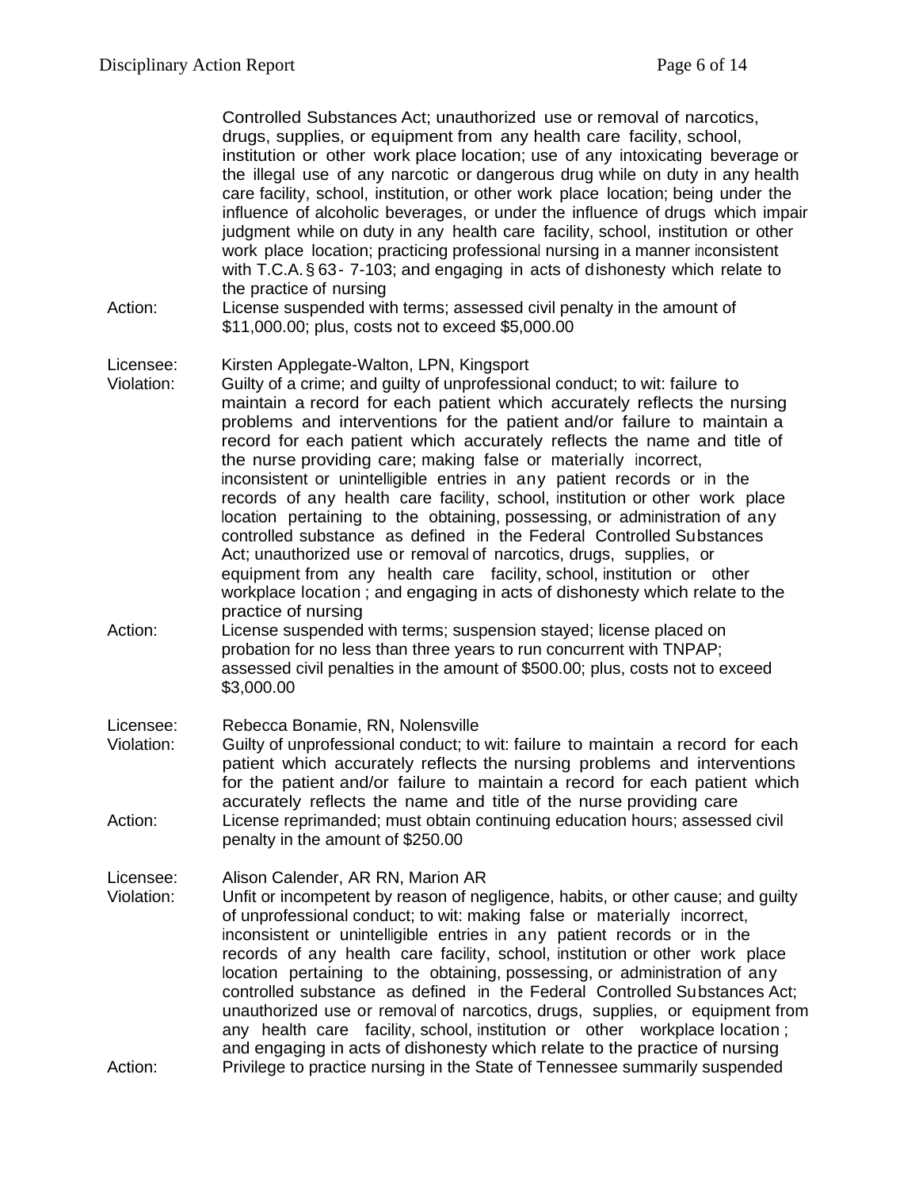Controlled Substances Act; unauthorized use or removal of narcotics, drugs, supplies, or equipment from any health care facility, school, institution or other work place location; use of any intoxicating beverage or the illegal use of any narcotic or dangerous drug while on duty in any health care facility, school, institution, or other work place location; being under the influence of alcoholic beverages, or under the influence of drugs which impair judgment while on duty in any health care facility, school, institution or other work place location; practicing professional nursing in a manner inconsistent with T.C.A. § 63- 7-103; and engaging in acts of dishonesty which relate to the practice of nursing

Action: License suspended with terms; assessed civil penalty in the amount of $11,000.00; plus, costs not to exceed $5,000.00

Licensee: Kirsten Applegate-Walton, LPN, Kingsport

Violation: Guilty of a crime; and guilty of unprofessional conduct; to wit: failure to maintain a record for each patient which accurately reflects the nursing problems and interventions for the patient and/or failure to maintain a record for each patient which accurately reflects the name and title of the nurse providing care; making false or materially incorrect, inconsistent or unintelligible entries in any patient records or in the records of any health care facility, school, institution or other work place location pertaining to the obtaining, possessing, or administration of any controlled substance as defined in the Federal Controlled Substances Act; unauthorized use or removal of narcotics, drugs, supplies, or equipment from any health care facility, school, institution or other workplace location ; and engaging in acts of dishonesty which relate to the practice of nursing

Action: License suspended with terms; suspension stayed; license placed on probation for no less than three years to run concurrent with TNPAP; assessed civil penalties in the amount of $500.00; plus, costs not to exceed $3,000.00

Licensee: Rebecca Bonamie, RN, Nolensville

Violation: Guilty of unprofessional conduct; to wit: failure to maintain a record for each patient which accurately reflects the nursing problems and interventions for the patient and/or failure to maintain a record for each patient which accurately reflects the name and title of the nurse providing care

Action: License reprimanded; must obtain continuing education hours; assessed civil penalty in the amount of $250.00

Licensee: Alison Calender, AR RN, Marion AR

Violation: Unfit or incompetent by reason of negligence, habits, or other cause; and guilty of unprofessional conduct; to wit: making false or materially incorrect, inconsistent or unintelligible entries in any patient records or in the records of any health care facility, school, institution or other work place location pertaining to the obtaining, possessing, or administration of any controlled substance as defined in the Federal Controlled Substances Act; unauthorized use or removal of narcotics, drugs, supplies, or equipment from any health care facility, school, institution or other workplace location ; and engaging in acts of dishonesty which relate to the practice of nursing

Action: Privilege to practice nursing in the State of Tennessee summarily suspended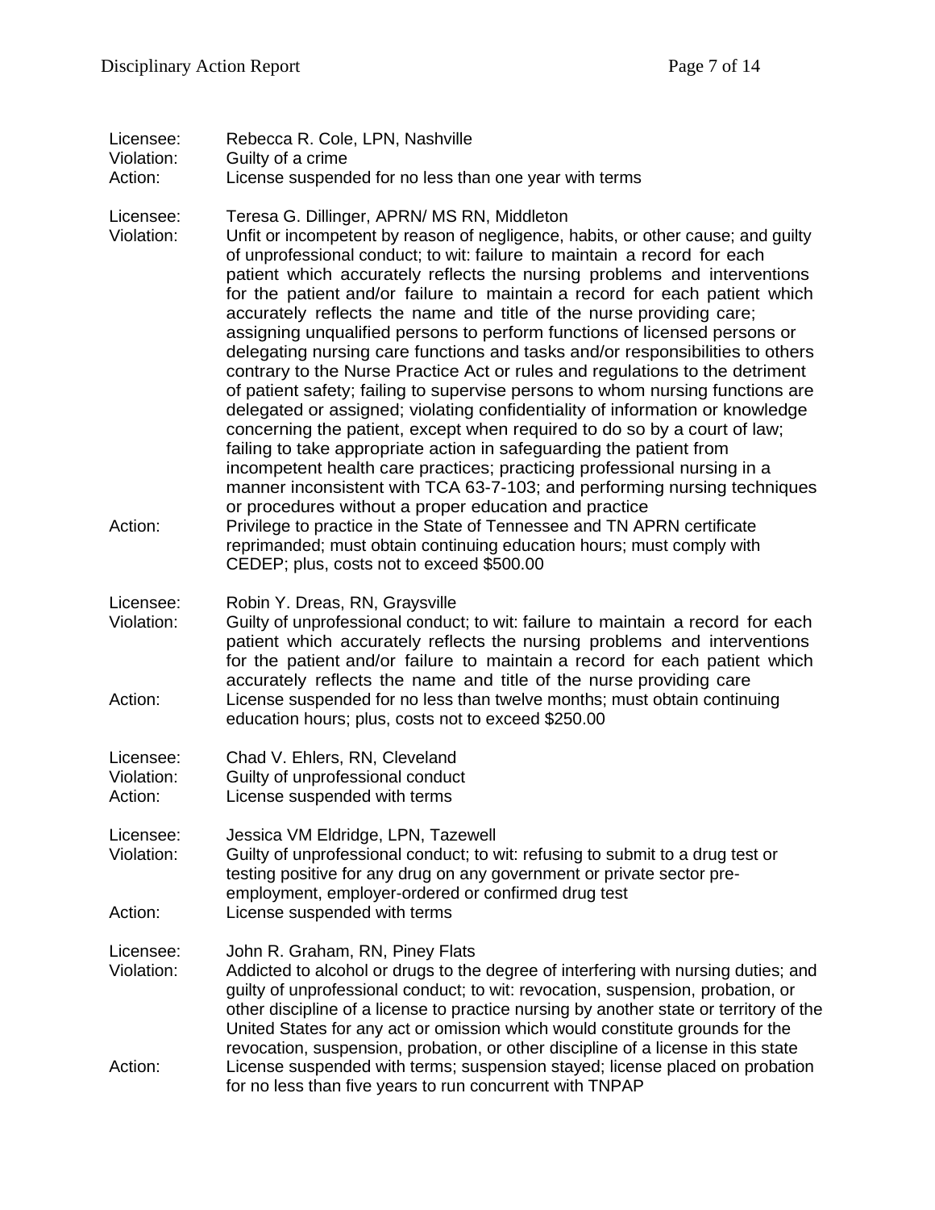Licensee: Rebecca R. Cole, LPN, Nashville
Violation: Guilty of a crime
Action: License suspended for no less than one year with terms

Licensee: Teresa G. Dillinger, APRN/ MS RN, Middleton
Violation: Unfit or incompetent by reason of negligence, habits, or other cause; and guilty of unprofessional conduct; to wit: failure to maintain a record for each patient which accurately reflects the nursing problems and interventions for the patient and/or failure to maintain a record for each patient which accurately reflects the name and title of the nurse providing care; assigning unqualified persons to perform functions of licensed persons or delegating nursing care functions and tasks and/or responsibilities to others contrary to the Nurse Practice Act or rules and regulations to the detriment of patient safety; failing to supervise persons to whom nursing functions are delegated or assigned; violating confidentiality of information or knowledge concerning the patient, except when required to do so by a court of law; failing to take appropriate action in safeguarding the patient from incompetent health care practices; practicing professional nursing in a manner inconsistent with TCA 63-7-103; and performing nursing techniques or procedures without a proper education and practice
Action: Privilege to practice in the State of Tennessee and TN APRN certificate reprimanded; must obtain continuing education hours; must comply with CEDEP; plus, costs not to exceed $500.00

Licensee: Robin Y. Dreas, RN, Graysville
Violation: Guilty of unprofessional conduct; to wit: failure to maintain a record for each patient which accurately reflects the nursing problems and interventions for the patient and/or failure to maintain a record for each patient which accurately reflects the name and title of the nurse providing care
Action: License suspended for no less than twelve months; must obtain continuing education hours; plus, costs not to exceed $250.00

Licensee: Chad V. Ehlers, RN, Cleveland
Violation: Guilty of unprofessional conduct
Action: License suspended with terms

Licensee: Jessica VM Eldridge, LPN, Tazewell
Violation: Guilty of unprofessional conduct; to wit: refusing to submit to a drug test or testing positive for any drug on any government or private sector pre-employment, employer-ordered or confirmed drug test
Action: License suspended with terms

Licensee: John R. Graham, RN, Piney Flats
Violation: Addicted to alcohol or drugs to the degree of interfering with nursing duties; and guilty of unprofessional conduct; to wit: revocation, suspension, probation, or other discipline of a license to practice nursing by another state or territory of the United States for any act or omission which would constitute grounds for the revocation, suspension, probation, or other discipline of a license in this state
Action: License suspended with terms; suspension stayed; license placed on probation for no less than five years to run concurrent with TNPAP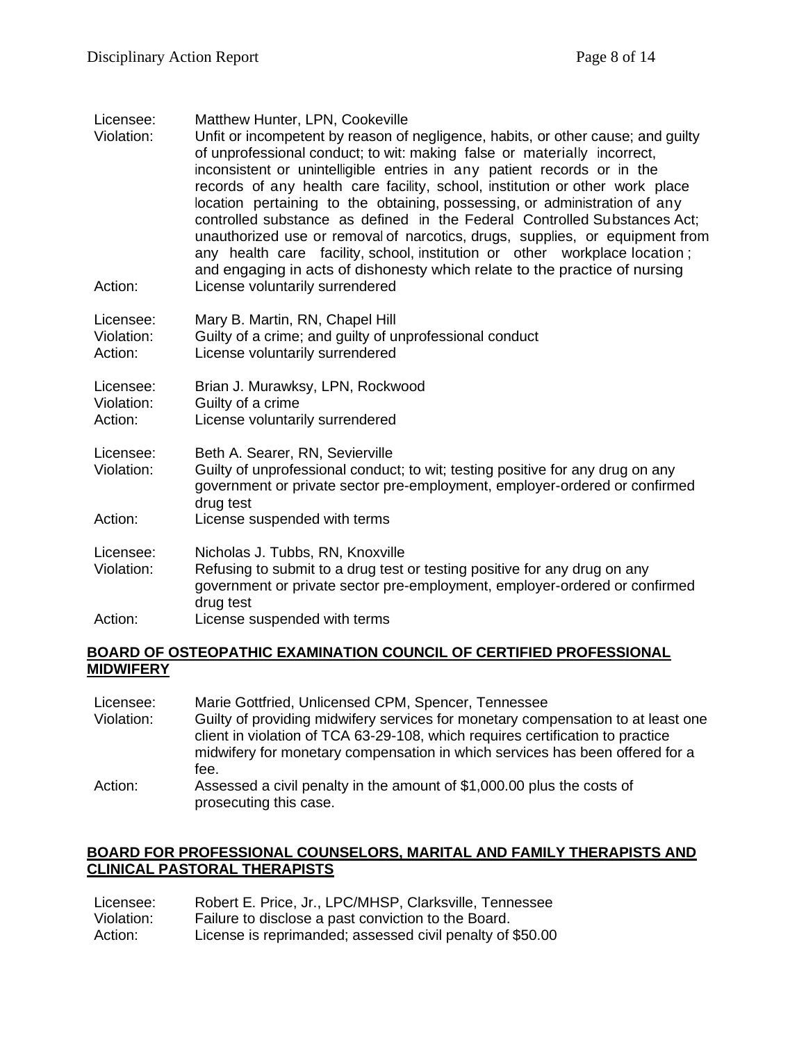| | |
|---|---|
| Licensee: | Matthew Hunter, LPN, Cookeville |
| Violation: | Unfit or incompetent by reason of negligence, habits, or other cause; and guilty of unprofessional conduct; to wit: making false or materially incorrect, inconsistent or unintelligible entries in any patient records or in the records of any health care facility, school, institution or other work place location pertaining to the obtaining, possessing, or administration of any controlled substance as defined in the Federal Controlled Substances Act; unauthorized use or removal of narcotics, drugs, supplies, or equipment from any health care facility, school, institution or other workplace location; and engaging in acts of dishonesty which relate to the practice of nursing |
| Action: | License voluntarily surrendered |

| | |
|---|---|
| Licensee: | Mary B. Martin, RN, Chapel Hill |
| Violation: | Guilty of a crime; and guilty of unprofessional conduct |
| Action: | License voluntarily surrendered |

| | |
|---|---|
| Licensee: | Brian J. Murawksy, LPN, Rockwood |
| Violation: | Guilty of a crime |
| Action: | License voluntarily surrendered |

| | |
|---|---|
| Licensee: | Beth A. Searer, RN, Sevierville |
| Violation: | Guilty of unprofessional conduct; to wit; testing positive for any drug on any government or private sector pre-employment, employer-ordered or confirmed drug test |
| Action: | License suspended with terms |

| | |
|---|---|
| Licensee: | Nicholas J. Tubbs, RN, Knoxville |
| Violation: | Refusing to submit to a drug test or testing positive for any drug on any government or private sector pre-employment, employer-ordered or confirmed drug test |
| Action: | License suspended with terms |

## BOARD OF OSTEOPATHIC EXAMINATION COUNCIL OF CERTIFIED PROFESSIONAL MIDWIFERY

| | |
|---|---|
| Licensee: | Marie Gottfried, Unlicensed CPM, Spencer, Tennessee |
| Violation: | Guilty of providing midwifery services for monetary compensation to at least one client in violation of TCA 63-29-108, which requires certification to practice midwifery for monetary compensation in which services has been offered for a fee. |
| Action: | Assessed a civil penalty in the amount of $1,000.00 plus the costs of prosecuting this case. |

## BOARD FOR PROFESSIONAL COUNSELORS, MARITAL AND FAMILY THERAPISTS AND CLINICAL PASTORAL THERAPISTS

| | |
|---|---|
| Licensee: | Robert E. Price, Jr., LPC/MHSP, Clarksville, Tennessee |
| Violation: | Failure to disclose a past conviction to the Board. |
| Action: | License is reprimanded; assessed civil penalty of $50.00 |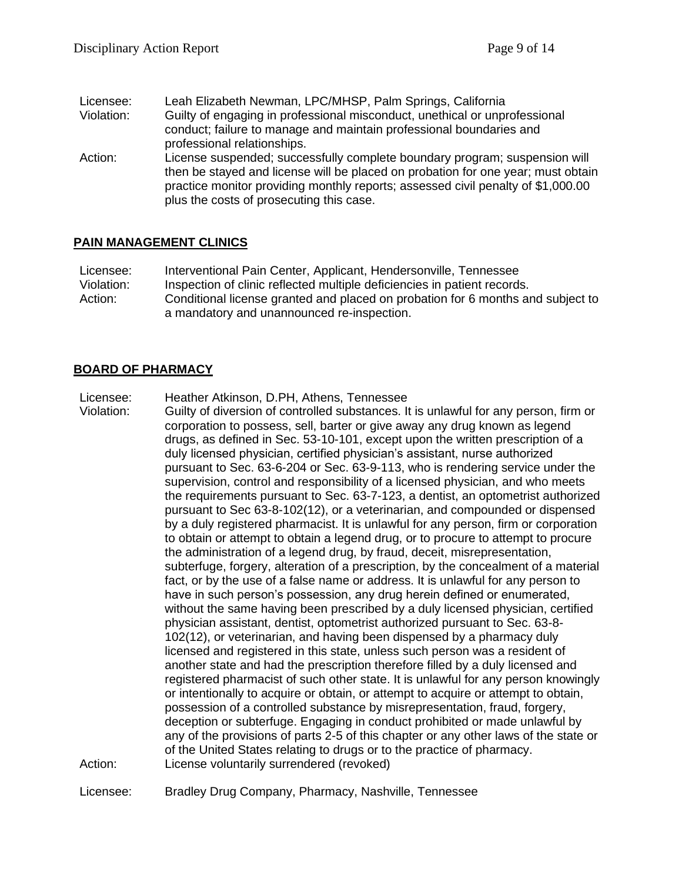Licensee: Leah Elizabeth Newman, LPC/MHSP, Palm Springs, California
Violation: Guilty of engaging in professional misconduct, unethical or unprofessional conduct; failure to manage and maintain professional boundaries and professional relationships.
Action: License suspended; successfully complete boundary program; suspension will then be stayed and license will be placed on probation for one year; must obtain practice monitor providing monthly reports; assessed civil penalty of $1,000.00 plus the costs of prosecuting this case.

## PAIN MANAGEMENT CLINICS

Licensee: Interventional Pain Center, Applicant, Hendersonville, Tennessee
Violation: Inspection of clinic reflected multiple deficiencies in patient records.
Action: Conditional license granted and placed on probation for 6 months and subject to a mandatory and unannounced re-inspection.

## BOARD OF PHARMACY

Licensee: Heather Atkinson, D.PH, Athens, Tennessee
Violation: Guilty of diversion of controlled substances. It is unlawful for any person, firm or corporation to possess, sell, barter or give away any drug known as legend drugs, as defined in Sec. 53-10-101, except upon the written prescription of a duly licensed physician, certified physician's assistant, nurse authorized pursuant to Sec. 63-6-204 or Sec. 63-9-113, who is rendering service under the supervision, control and responsibility of a licensed physician, and who meets the requirements pursuant to Sec. 63-7-123, a dentist, an optometrist authorized pursuant to Sec 63-8-102(12), or a veterinarian, and compounded or dispensed by a duly registered pharmacist. It is unlawful for any person, firm or corporation to obtain or attempt to obtain a legend drug, or to procure to attempt to procure the administration of a legend drug, by fraud, deceit, misrepresentation, subterfuge, forgery, alteration of a prescription, by the concealment of a material fact, or by the use of a false name or address. It is unlawful for any person to have in such person's possession, any drug herein defined or enumerated, without the same having been prescribed by a duly licensed physician, certified physician assistant, dentist, optometrist authorized pursuant to Sec. 63-8-102(12), or veterinarian, and having been dispensed by a pharmacy duly licensed and registered in this state, unless such person was a resident of another state and had the prescription therefore filled by a duly licensed and registered pharmacist of such other state. It is unlawful for any person knowingly or intentionally to acquire or obtain, or attempt to acquire or attempt to obtain, possession of a controlled substance by misrepresentation, fraud, forgery, deception or subterfuge. Engaging in conduct prohibited or made unlawful by any of the provisions of parts 2-5 of this chapter or any other laws of the state or of the United States relating to drugs or to the practice of pharmacy.
Action: License voluntarily surrendered (revoked)

Licensee: Bradley Drug Company, Pharmacy, Nashville, Tennessee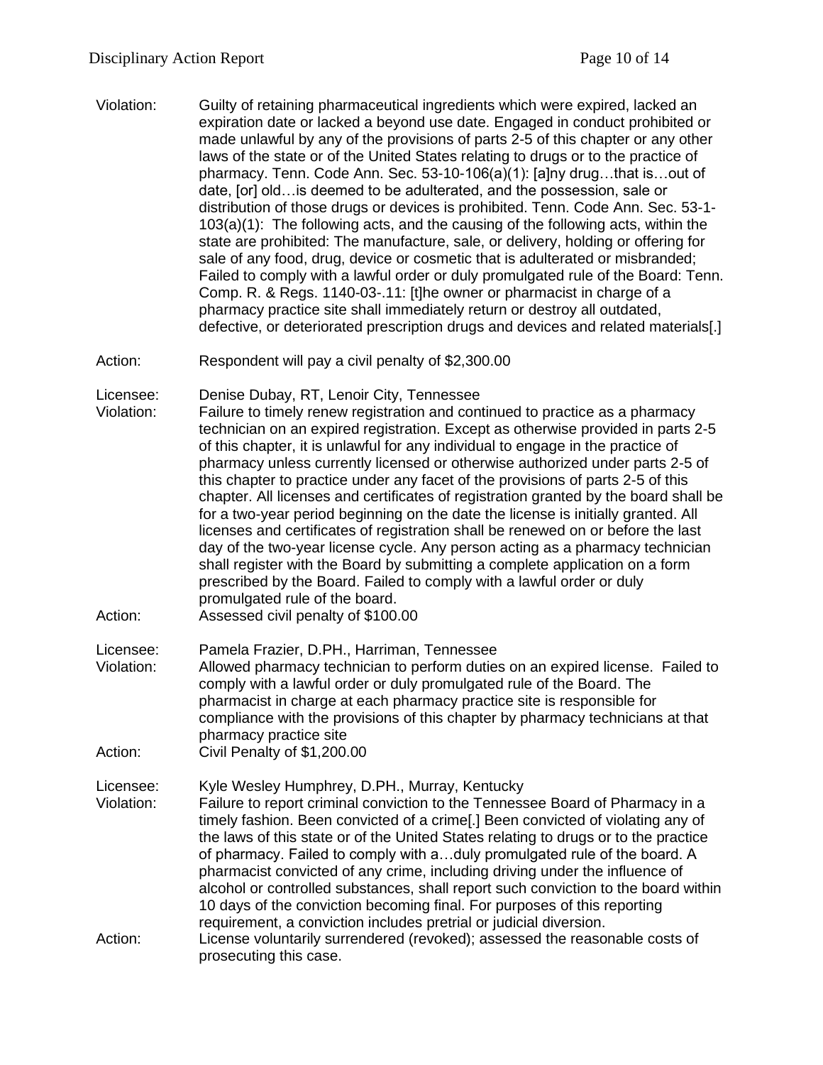Violation: Guilty of retaining pharmaceutical ingredients which were expired, lacked an expiration date or lacked a beyond use date. Engaged in conduct prohibited or made unlawful by any of the provisions of parts 2-5 of this chapter or any other laws of the state or of the United States relating to drugs or to the practice of pharmacy. Tenn. Code Ann. Sec. 53-10-106(a)(1): [a]ny drug…that is…out of date, [or] old…is deemed to be adulterated, and the possession, sale or distribution of those drugs or devices is prohibited. Tenn. Code Ann. Sec. 53-1-103(a)(1): The following acts, and the causing of the following acts, within the state are prohibited: The manufacture, sale, or delivery, holding or offering for sale of any food, drug, device or cosmetic that is adulterated or misbranded; Failed to comply with a lawful order or duly promulgated rule of the Board: Tenn. Comp. R. & Regs. 1140-03-.11: [t]he owner or pharmacist in charge of a pharmacy practice site shall immediately return or destroy all outdated, defective, or deteriorated prescription drugs and devices and related materials[.]

Action: Respondent will pay a civil penalty of $2,300.00

Licensee: Denise Dubay, RT, Lenoir City, Tennessee

Violation: Failure to timely renew registration and continued to practice as a pharmacy technician on an expired registration. Except as otherwise provided in parts 2-5 of this chapter, it is unlawful for any individual to engage in the practice of pharmacy unless currently licensed or otherwise authorized under parts 2-5 of this chapter to practice under any facet of the provisions of parts 2-5 of this chapter. All licenses and certificates of registration granted by the board shall be for a two-year period beginning on the date the license is initially granted. All licenses and certificates of registration shall be renewed on or before the last day of the two-year license cycle. Any person acting as a pharmacy technician shall register with the Board by submitting a complete application on a form prescribed by the Board. Failed to comply with a lawful order or duly promulgated rule of the board.

Action: Assessed civil penalty of $100.00

Licensee: Pamela Frazier, D.PH., Harriman, Tennessee

Violation: Allowed pharmacy technician to perform duties on an expired license. Failed to comply with a lawful order or duly promulgated rule of the Board. The pharmacist in charge at each pharmacy practice site is responsible for compliance with the provisions of this chapter by pharmacy technicians at that pharmacy practice site

Action: Civil Penalty of $1,200.00

Licensee: Kyle Wesley Humphrey, D.PH., Murray, Kentucky

Violation: Failure to report criminal conviction to the Tennessee Board of Pharmacy in a timely fashion. Been convicted of a crime[.] Been convicted of violating any of the laws of this state or of the United States relating to drugs or to the practice of pharmacy. Failed to comply with a…duly promulgated rule of the board. A pharmacist convicted of any crime, including driving under the influence of alcohol or controlled substances, shall report such conviction to the board within 10 days of the conviction becoming final. For purposes of this reporting requirement, a conviction includes pretrial or judicial diversion.

Action: License voluntarily surrendered (revoked); assessed the reasonable costs of prosecuting this case.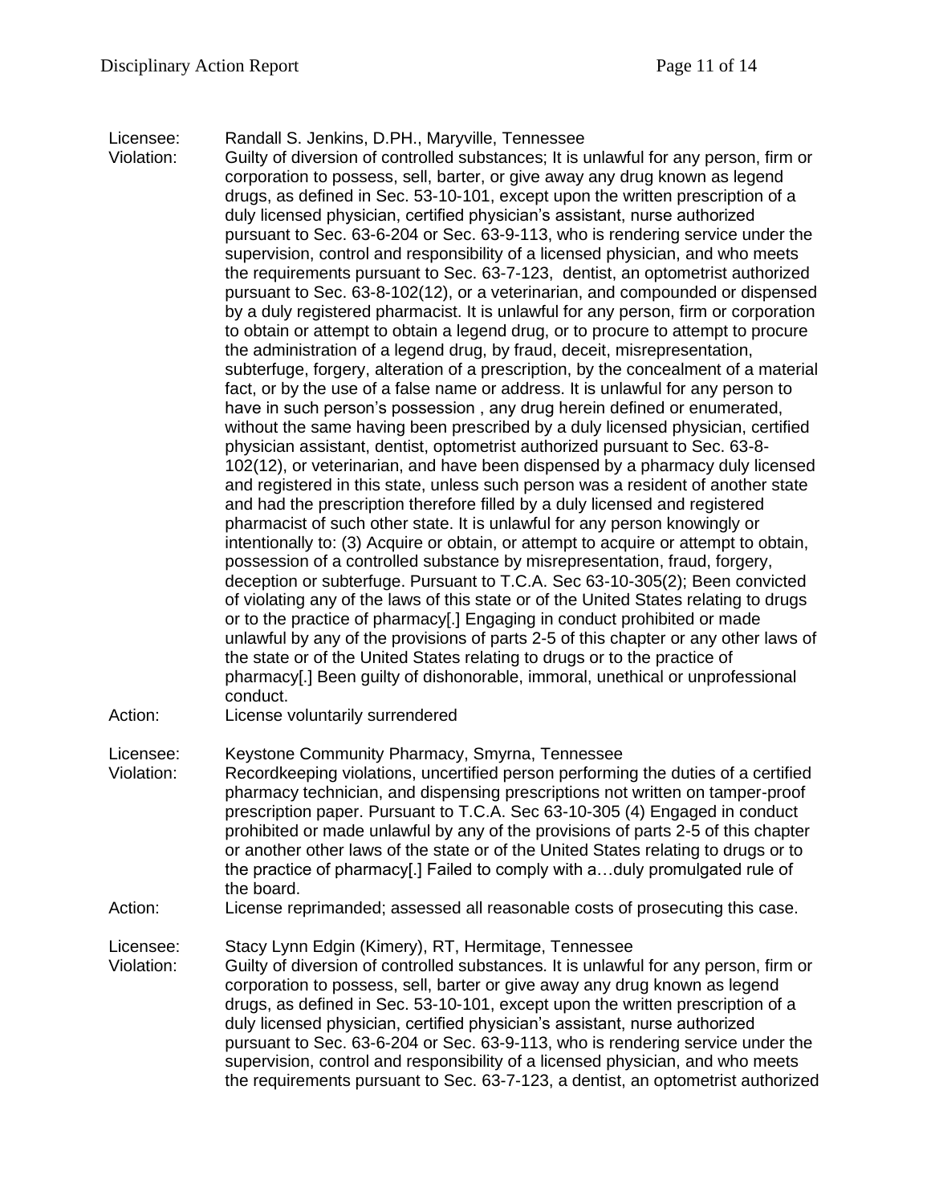Licensee: Randall S. Jenkins, D.PH., Maryville, Tennessee

Violation: Guilty of diversion of controlled substances; It is unlawful for any person, firm or corporation to possess, sell, barter, or give away any drug known as legend drugs, as defined in Sec. 53-10-101, except upon the written prescription of a duly licensed physician, certified physician's assistant, nurse authorized pursuant to Sec. 63-6-204 or Sec. 63-9-113, who is rendering service under the supervision, control and responsibility of a licensed physician, and who meets the requirements pursuant to Sec. 63-7-123, dentist, an optometrist authorized pursuant to Sec. 63-8-102(12), or a veterinarian, and compounded or dispensed by a duly registered pharmacist. It is unlawful for any person, firm or corporation to obtain or attempt to obtain a legend drug, or to procure to attempt to procure the administration of a legend drug, by fraud, deceit, misrepresentation, subterfuge, forgery, alteration of a prescription, by the concealment of a material fact, or by the use of a false name or address. It is unlawful for any person to have in such person's possession , any drug herein defined or enumerated, without the same having been prescribed by a duly licensed physician, certified physician assistant, dentist, optometrist authorized pursuant to Sec. 63-8-102(12), or veterinarian, and have been dispensed by a pharmacy duly licensed and registered in this state, unless such person was a resident of another state and had the prescription therefore filled by a duly licensed and registered pharmacist of such other state. It is unlawful for any person knowingly or intentionally to: (3) Acquire or obtain, or attempt to acquire or attempt to obtain, possession of a controlled substance by misrepresentation, fraud, forgery, deception or subterfuge. Pursuant to T.C.A. Sec 63-10-305(2); Been convicted of violating any of the laws of this state or of the United States relating to drugs or to the practice of pharmacy[.] Engaging in conduct prohibited or made unlawful by any of the provisions of parts 2-5 of this chapter or any other laws of the state or of the United States relating to drugs or to the practice of pharmacy[.] Been guilty of dishonorable, immoral, unethical or unprofessional conduct.

Action: License voluntarily surrendered

Licensee: Keystone Community Pharmacy, Smyrna, Tennessee

Violation: Recordkeeping violations, uncertified person performing the duties of a certified pharmacy technician, and dispensing prescriptions not written on tamper-proof prescription paper. Pursuant to T.C.A. Sec 63-10-305 (4) Engaged in conduct prohibited or made unlawful by any of the provisions of parts 2-5 of this chapter or another other laws of the state or of the United States relating to drugs or to the practice of pharmacy[.] Failed to comply with a…duly promulgated rule of the board.

Action: License reprimanded; assessed all reasonable costs of prosecuting this case.

Licensee: Stacy Lynn Edgin (Kimery), RT, Hermitage, Tennessee

Violation: Guilty of diversion of controlled substances. It is unlawful for any person, firm or corporation to possess, sell, barter or give away any drug known as legend drugs, as defined in Sec. 53-10-101, except upon the written prescription of a duly licensed physician, certified physician's assistant, nurse authorized pursuant to Sec. 63-6-204 or Sec. 63-9-113, who is rendering service under the supervision, control and responsibility of a licensed physician, and who meets the requirements pursuant to Sec. 63-7-123, a dentist, an optometrist authorized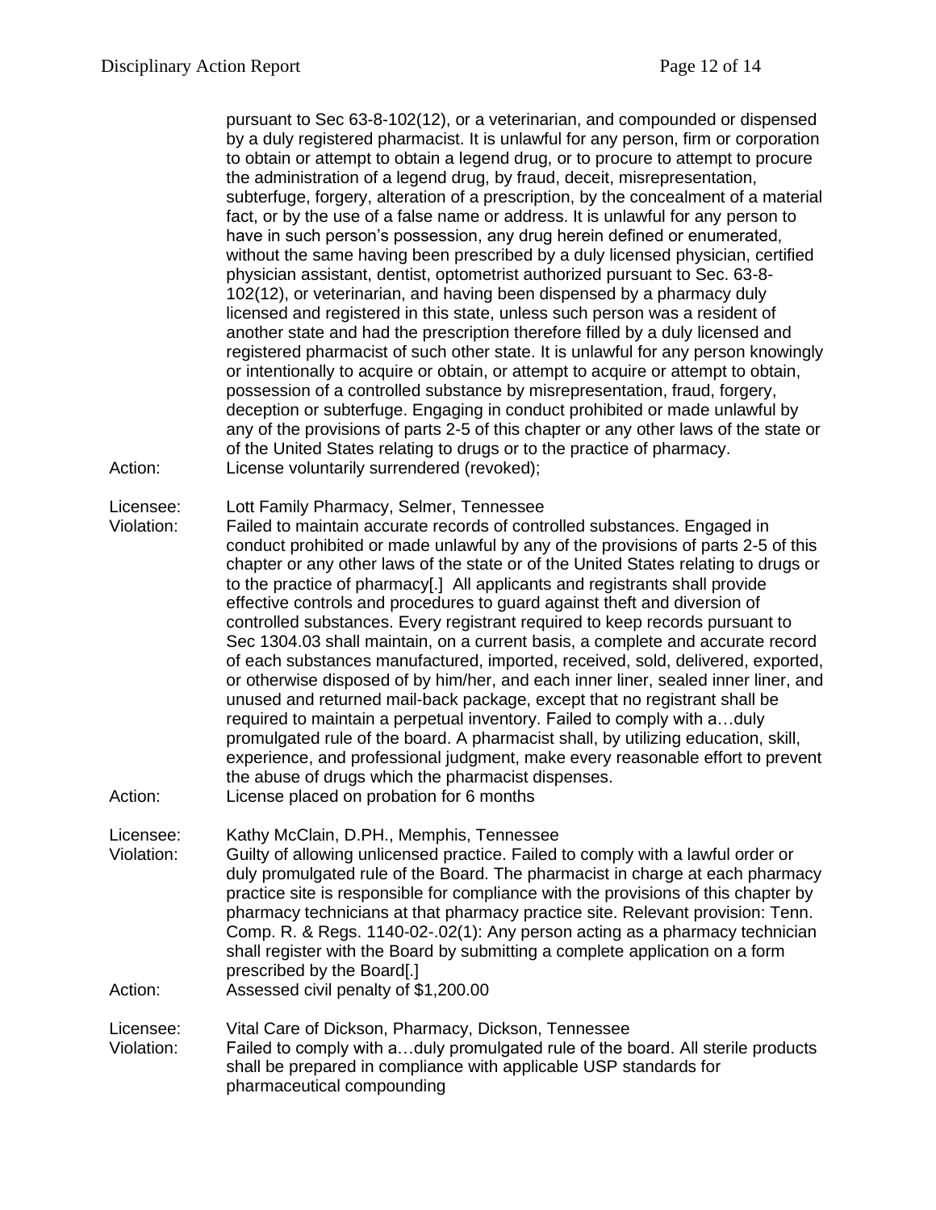pursuant to Sec 63-8-102(12), or a veterinarian, and compounded or dispensed by a duly registered pharmacist. It is unlawful for any person, firm or corporation to obtain or attempt to obtain a legend drug, or to procure to attempt to procure the administration of a legend drug, by fraud, deceit, misrepresentation, subterfuge, forgery, alteration of a prescription, by the concealment of a material fact, or by the use of a false name or address. It is unlawful for any person to have in such person's possession, any drug herein defined or enumerated, without the same having been prescribed by a duly licensed physician, certified physician assistant, dentist, optometrist authorized pursuant to Sec. 63-8-102(12), or veterinarian, and having been dispensed by a pharmacy duly licensed and registered in this state, unless such person was a resident of another state and had the prescription therefore filled by a duly licensed and registered pharmacist of such other state. It is unlawful for any person knowingly or intentionally to acquire or obtain, or attempt to acquire or attempt to obtain, possession of a controlled substance by misrepresentation, fraud, forgery, deception or subterfuge. Engaging in conduct prohibited or made unlawful by any of the provisions of parts 2-5 of this chapter or any other laws of the state or of the United States relating to drugs or to the practice of pharmacy.

Action: License voluntarily surrendered (revoked);

Licensee: Lott Family Pharmacy, Selmer, Tennessee

Violation: Failed to maintain accurate records of controlled substances. Engaged in conduct prohibited or made unlawful by any of the provisions of parts 2-5 of this chapter or any other laws of the state or of the United States relating to drugs or to the practice of pharmacy[.] All applicants and registrants shall provide effective controls and procedures to guard against theft and diversion of controlled substances. Every registrant required to keep records pursuant to Sec 1304.03 shall maintain, on a current basis, a complete and accurate record of each substances manufactured, imported, received, sold, delivered, exported, or otherwise disposed of by him/her, and each inner liner, sealed inner liner, and unused and returned mail-back package, except that no registrant shall be required to maintain a perpetual inventory. Failed to comply with a…duly promulgated rule of the board. A pharmacist shall, by utilizing education, skill, experience, and professional judgment, make every reasonable effort to prevent the abuse of drugs which the pharmacist dispenses.

Action: License placed on probation for 6 months

Licensee: Kathy McClain, D.PH., Memphis, Tennessee

Violation: Guilty of allowing unlicensed practice. Failed to comply with a lawful order or duly promulgated rule of the Board. The pharmacist in charge at each pharmacy practice site is responsible for compliance with the provisions of this chapter by pharmacy technicians at that pharmacy practice site. Relevant provision: Tenn. Comp. R. & Regs. 1140-02-.02(1): Any person acting as a pharmacy technician shall register with the Board by submitting a complete application on a form prescribed by the Board[.]

Action: Assessed civil penalty of $1,200.00

Licensee: Vital Care of Dickson, Pharmacy, Dickson, Tennessee

Violation: Failed to comply with a…duly promulgated rule of the board. All sterile products shall be prepared in compliance with applicable USP standards for pharmaceutical compounding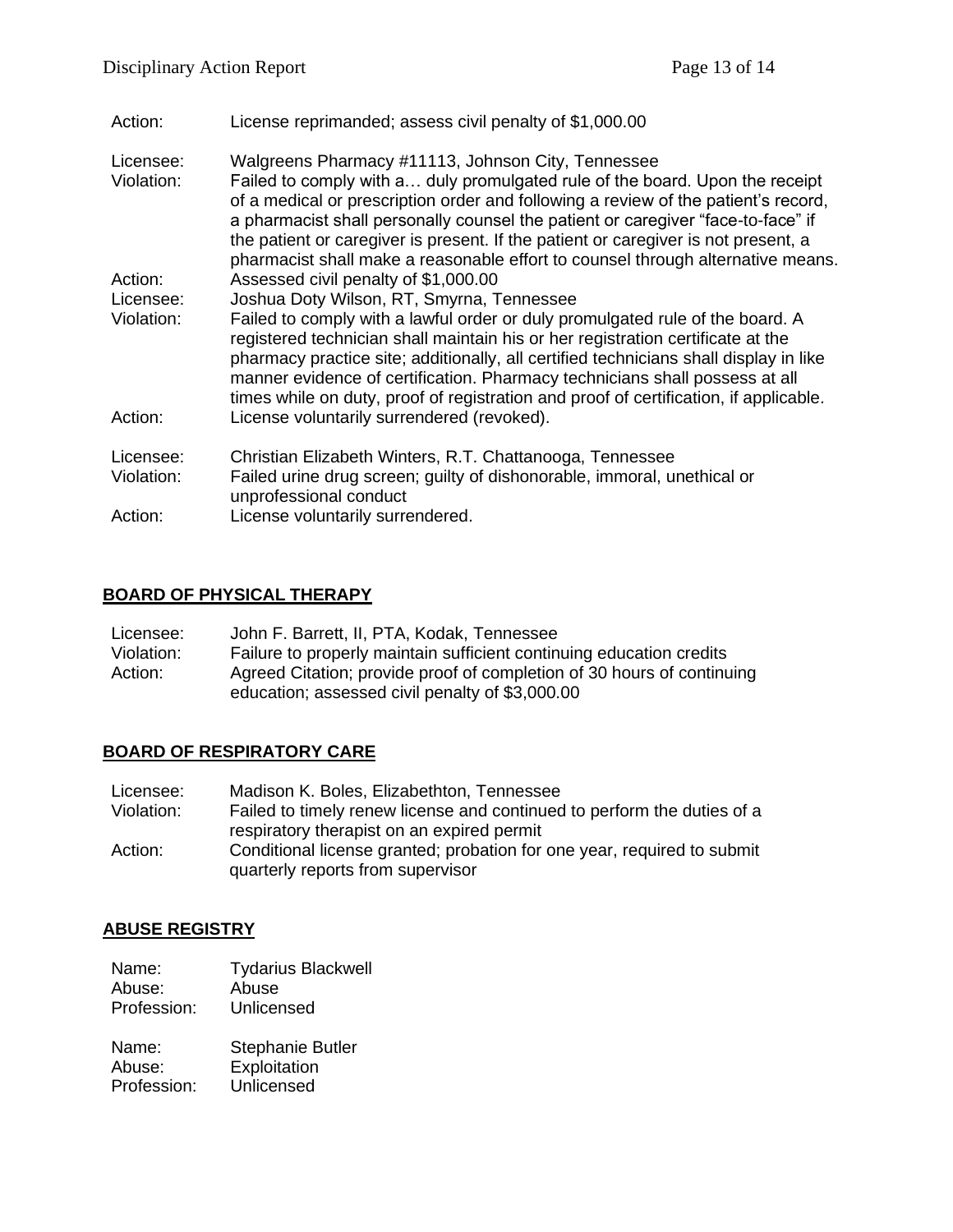Action: License reprimanded; assess civil penalty of $1,000.00

Licensee: Walgreens Pharmacy #11113, Johnson City, Tennessee
Violation: Failed to comply with a… duly promulgated rule of the board. Upon the receipt of a medical or prescription order and following a review of the patient's record, a pharmacist shall personally counsel the patient or caregiver "face-to-face" if the patient or caregiver is present. If the patient or caregiver is not present, a pharmacist shall make a reasonable effort to counsel through alternative means.
Action: Assessed civil penalty of $1,000.00

Licensee: Joshua Doty Wilson, RT, Smyrna, Tennessee
Violation: Failed to comply with a lawful order or duly promulgated rule of the board. A registered technician shall maintain his or her registration certificate at the pharmacy practice site; additionally, all certified technicians shall display in like manner evidence of certification. Pharmacy technicians shall possess at all times while on duty, proof of registration and proof of certification, if applicable.
Action: License voluntarily surrendered (revoked).

Licensee: Christian Elizabeth Winters, R.T. Chattanooga, Tennessee
Violation: Failed urine drug screen; guilty of dishonorable, immoral, unethical or unprofessional conduct
Action: License voluntarily surrendered.

## BOARD OF PHYSICAL THERAPY

Licensee: John F. Barrett, II, PTA, Kodak, Tennessee
Violation: Failure to properly maintain sufficient continuing education credits
Action: Agreed Citation; provide proof of completion of 30 hours of continuing education; assessed civil penalty of $3,000.00

## BOARD OF RESPIRATORY CARE

Licensee: Madison K. Boles, Elizabethton, Tennessee
Violation: Failed to timely renew license and continued to perform the duties of a respiratory therapist on an expired permit
Action: Conditional license granted; probation for one year, required to submit quarterly reports from supervisor

## ABUSE REGISTRY

Name: Tydarius Blackwell
Abuse: Abuse
Profession: Unlicensed

Name: Stephanie Butler
Abuse: Exploitation
Profession: Unlicensed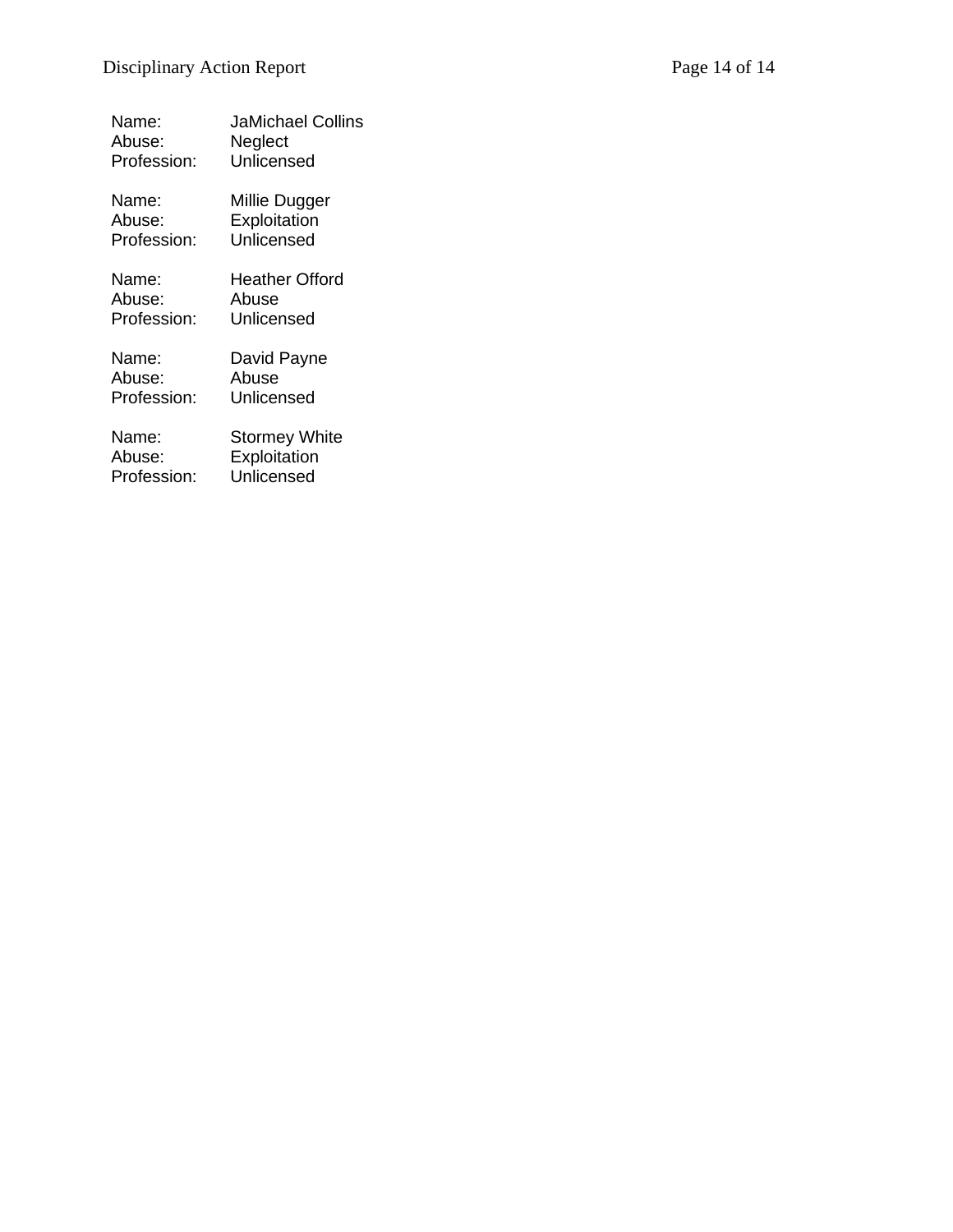Name: JaMichael Collins
Abuse: Neglect
Profession: Unlicensed

Name: Millie Dugger
Abuse: Exploitation
Profession: Unlicensed

Name: Heather Offord
Abuse: Abuse
Profession: Unlicensed

Name: David Payne
Abuse: Abuse
Profession: Unlicensed

Name: Stormey White
Abuse: Exploitation
Profession: Unlicensed